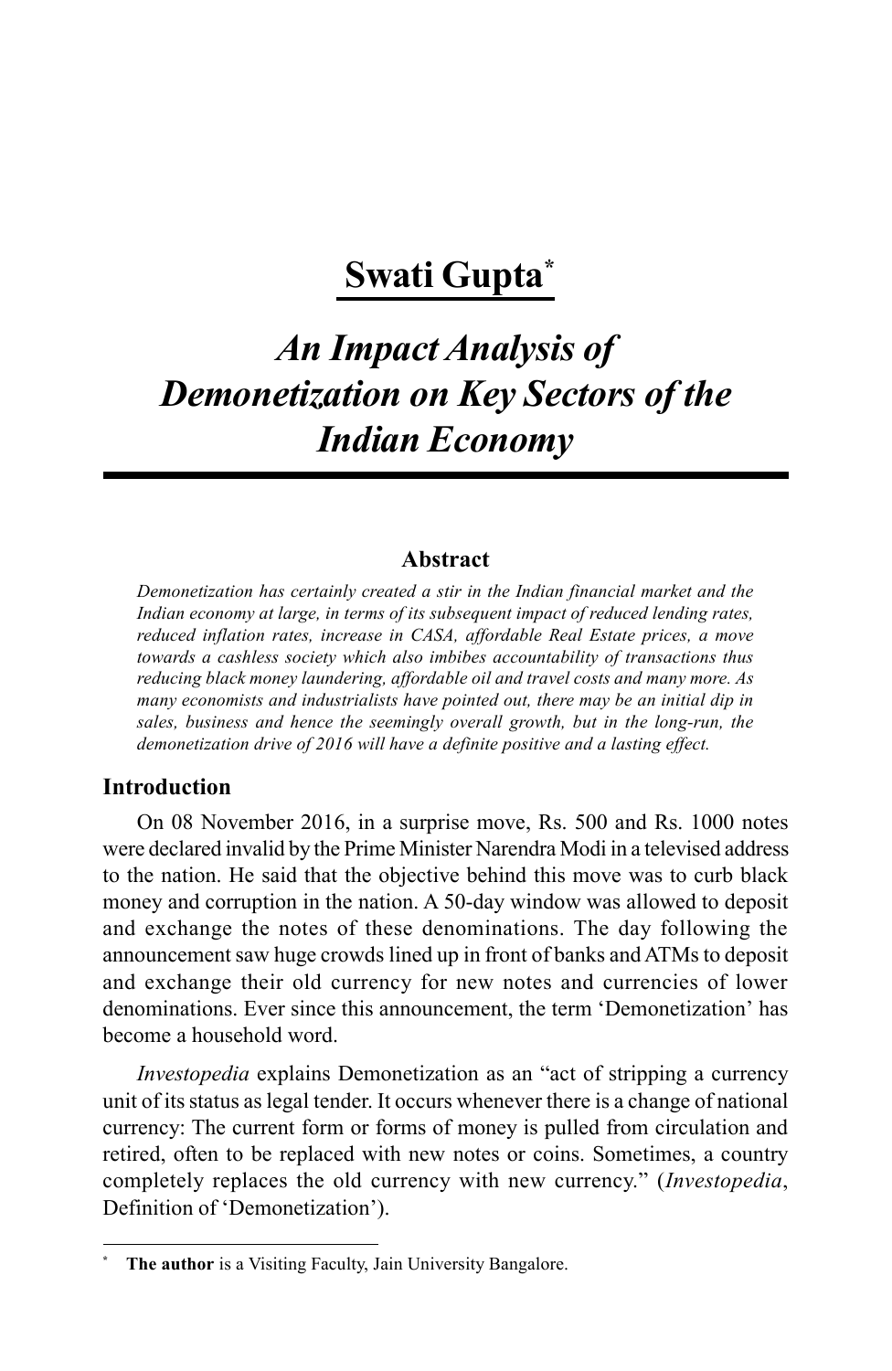# Swati Gupta[*]

## *An Impact Analysis of Demonetization on Key Sectors of the Indian Economy*

### Abstract

*Demonetization has certainly created a stir in the Indian financial market and the Indian economy at large, in terms of its subsequent impact of reduced lending rates, reduced inflation rates, increase in CASA, affordable Real Estate prices, a move towards a cashless society which also imbibes accountability of transactions thus reducing black money laundering, affordable oil and travel costs and many more. As many economists and industrialists have pointed out, there may be an initial dip in sales, business and hence the seemingly overall growth, but in the long-run, the demonetization drive of 2016 will have a definite positive and a lasting effect.*

### Introduction

On 08 November 2016, in a surprise move, Rs. 500 and Rs. 1000 notes were declared invalid by the Prime Minister Narendra Modi in a televised address to the nation. He said that the objective behind this move was to curb black money and corruption in the nation. A 50-day window was allowed to deposit and exchange the notes of these denominations. The day following the announcement saw huge crowds lined up in front of banks and ATMs to deposit and exchange their old currency for new notes and currencies of lower denominations. Ever since this announcement, the term 'Demonetization' has become a household word.

*Investopedia* explains Demonetization as an "act of stripping a currency unit of its status as legal tender. It occurs whenever there is a change of national currency: The current form or forms of money is pulled from circulation and retired, often to be replaced with new notes or coins. Sometimes, a country completely replaces the old currency with new currency." (*Investopedia*, Definition of 'Demonetization').

---

[*] **The author** is a Visiting Faculty, Jain University Bangalore.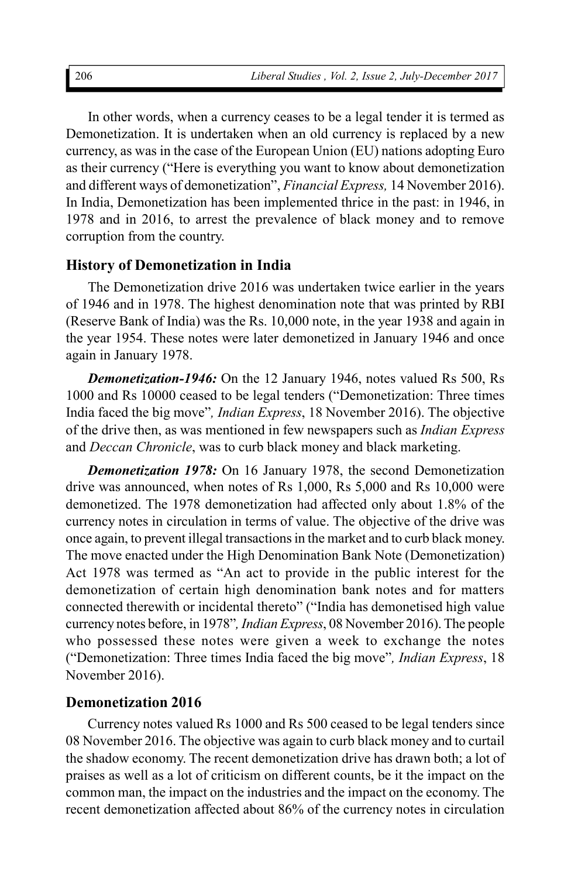In other words, when a currency ceases to be a legal tender it is termed as Demonetization. It is undertaken when an old currency is replaced by a new currency, as was in the case of the European Union (EU) nations adopting Euro as their currency ("Here is everything you want to know about demonetization and different ways of demonetization", *Financial Express,* 14 November 2016). In India, Demonetization has been implemented thrice in the past: in 1946, in 1978 and in 2016, to arrest the prevalence of black money and to remove corruption from the country.

## History of Demonetization in India

The Demonetization drive 2016 was undertaken twice earlier in the years of 1946 and in 1978. The highest denomination note that was printed by RBI (Reserve Bank of India) was the Rs. 10,000 note, in the year 1938 and again in the year 1954. These notes were later demonetized in January 1946 and once again in January 1978.

***Demonetization-1946:*** On the 12 January 1946, notes valued Rs 500, Rs 1000 and Rs 10000 ceased to be legal tenders ("Demonetization: Three times India faced the big move"*, Indian Express*, 18 November 2016). The objective of the drive then, as was mentioned in few newspapers such as *Indian Express* and *Deccan Chronicle*, was to curb black money and black marketing.

***Demonetization 1978:*** On 16 January 1978, the second Demonetization drive was announced, when notes of Rs 1,000, Rs 5,000 and Rs 10,000 were demonetized. The 1978 demonetization had affected only about 1.8% of the currency notes in circulation in terms of value. The objective of the drive was once again, to prevent illegal transactions in the market and to curb black money. The move enacted under the High Denomination Bank Note (Demonetization) Act 1978 was termed as "An act to provide in the public interest for the demonetization of certain high denomination bank notes and for matters connected therewith or incidental thereto" ("India has demonetised high value currency notes before, in 1978"*, Indian Express*, 08 November 2016). The people who possessed these notes were given a week to exchange the notes ("Demonetization: Three times India faced the big move"*, Indian Express*, 18 November 2016).

## Demonetization 2016

Currency notes valued Rs 1000 and Rs 500 ceased to be legal tenders since 08 November 2016. The objective was again to curb black money and to curtail the shadow economy. The recent demonetization drive has drawn both; a lot of praises as well as a lot of criticism on different counts, be it the impact on the common man, the impact on the industries and the impact on the economy. The recent demonetization affected about 86% of the currency notes in circulation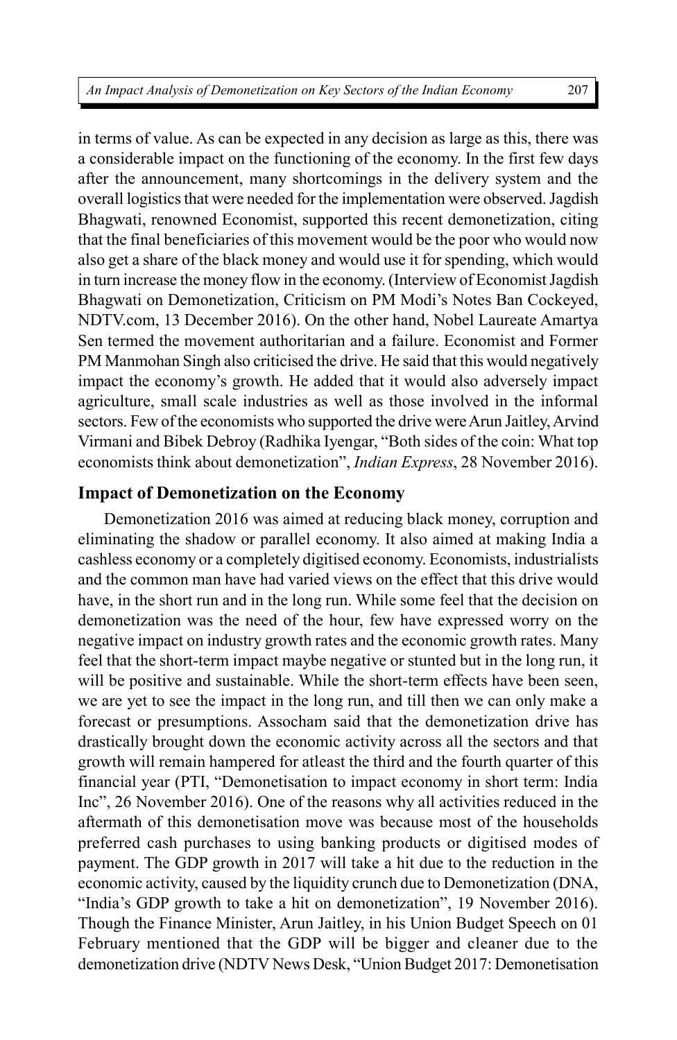in terms of value. As can be expected in any decision as large as this, there was a considerable impact on the functioning of the economy. In the first few days after the announcement, many shortcomings in the delivery system and the overall logistics that were needed for the implementation were observed. Jagdish Bhagwati, renowned Economist, supported this recent demonetization, citing that the final beneficiaries of this movement would be the poor who would now also get a share of the black money and would use it for spending, which would in turn increase the money flow in the economy. (Interview of Economist Jagdish Bhagwati on Demonetization, Criticism on PM Modi's Notes Ban Cockeyed, NDTV.com, 13 December 2016). On the other hand, Nobel Laureate Amartya Sen termed the movement authoritarian and a failure. Economist and Former PM Manmohan Singh also criticised the drive. He said that this would negatively impact the economy's growth. He added that it would also adversely impact agriculture, small scale industries as well as those involved in the informal sectors. Few of the economists who supported the drive were Arun Jaitley, Arvind Virmani and Bibek Debroy (Radhika Iyengar, "Both sides of the coin: What top economists think about demonetization", *Indian Express*, 28 November 2016).

## Impact of Demonetization on the Economy

Demonetization 2016 was aimed at reducing black money, corruption and eliminating the shadow or parallel economy. It also aimed at making India a cashless economy or a completely digitised economy. Economists, industrialists and the common man have had varied views on the effect that this drive would have, in the short run and in the long run. While some feel that the decision on demonetization was the need of the hour, few have expressed worry on the negative impact on industry growth rates and the economic growth rates. Many feel that the short-term impact maybe negative or stunted but in the long run, it will be positive and sustainable. While the short-term effects have been seen, we are yet to see the impact in the long run, and till then we can only make a forecast or presumptions. Assocham said that the demonetization drive has drastically brought down the economic activity across all the sectors and that growth will remain hampered for atleast the third and the fourth quarter of this financial year (PTI, "Demonetisation to impact economy in short term: India Inc", 26 November 2016). One of the reasons why all activities reduced in the aftermath of this demonetisation move was because most of the households preferred cash purchases to using banking products or digitised modes of payment. The GDP growth in 2017 will take a hit due to the reduction in the economic activity, caused by the liquidity crunch due to Demonetization (DNA, "India's GDP growth to take a hit on demonetization", 19 November 2016). Though the Finance Minister, Arun Jaitley, in his Union Budget Speech on 01 February mentioned that the GDP will be bigger and cleaner due to the demonetization drive (NDTV News Desk, "Union Budget 2017: Demonetisation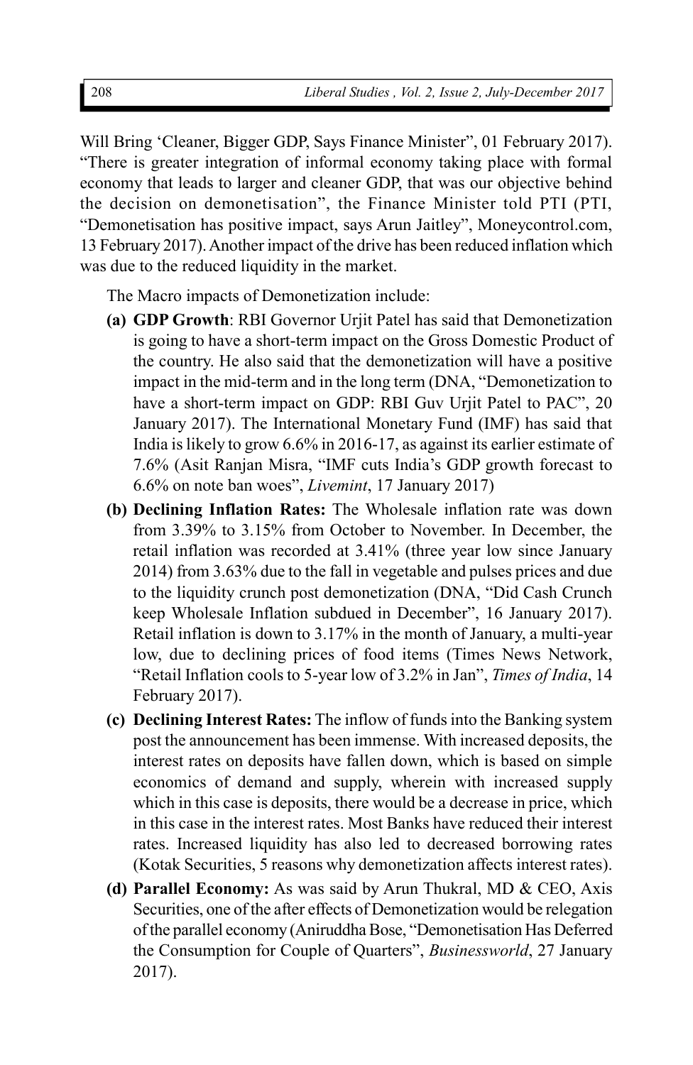Will Bring 'Cleaner, Bigger GDP, Says Finance Minister", 01 February 2017). "There is greater integration of informal economy taking place with formal economy that leads to larger and cleaner GDP, that was our objective behind the decision on demonetisation", the Finance Minister told PTI (PTI, "Demonetisation has positive impact, says Arun Jaitley", Moneycontrol.com, 13 February 2017). Another impact of the drive has been reduced inflation which was due to the reduced liquidity in the market.

The Macro impacts of Demonetization include:

**(a) GDP Growth**: RBI Governor Urjit Patel has said that Demonetization is going to have a short-term impact on the Gross Domestic Product of the country. He also said that the demonetization will have a positive impact in the mid-term and in the long term (DNA, "Demonetization to have a short-term impact on GDP: RBI Guv Urjit Patel to PAC", 20 January 2017). The International Monetary Fund (IMF) has said that India is likely to grow 6.6% in 2016-17, as against its earlier estimate of 7.6% (Asit Ranjan Misra, "IMF cuts India's GDP growth forecast to 6.6% on note ban woes", *Livemint*, 17 January 2017)

**(b) Declining Inflation Rates:** The Wholesale inflation rate was down from 3.39% to 3.15% from October to November. In December, the retail inflation was recorded at 3.41% (three year low since January 2014) from 3.63% due to the fall in vegetable and pulses prices and due to the liquidity crunch post demonetization (DNA, "Did Cash Crunch keep Wholesale Inflation subdued in December", 16 January 2017). Retail inflation is down to 3.17% in the month of January, a multi-year low, due to declining prices of food items (Times News Network, "Retail Inflation cools to 5-year low of 3.2% in Jan", *Times of India*, 14 February 2017).

**(c) Declining Interest Rates:** The inflow of funds into the Banking system post the announcement has been immense. With increased deposits, the interest rates on deposits have fallen down, which is based on simple economics of demand and supply, wherein with increased supply which in this case is deposits, there would be a decrease in price, which in this case in the interest rates. Most Banks have reduced their interest rates. Increased liquidity has also led to decreased borrowing rates (Kotak Securities, 5 reasons why demonetization affects interest rates).

**(d) Parallel Economy:** As was said by Arun Thukral, MD & CEO, Axis Securities, one of the after effects of Demonetization would be relegation of the parallel economy (Aniruddha Bose, "Demonetisation Has Deferred the Consumption for Couple of Quarters", *Businessworld*, 27 January 2017).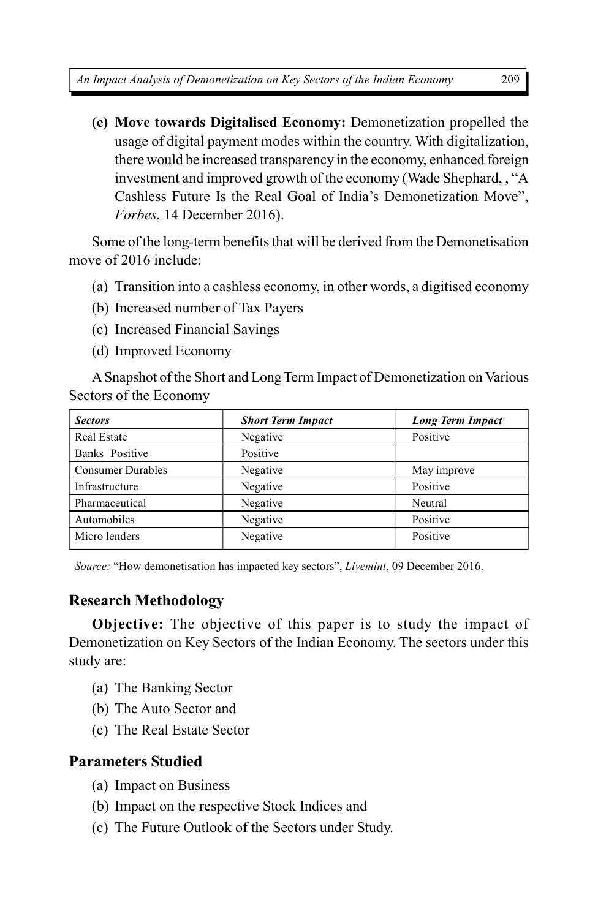(e) **Move towards Digitalised Economy:** Demonetization propelled the usage of digital payment modes within the country. With digitalization, there would be increased transparency in the economy, enhanced foreign investment and improved growth of the economy (Wade Shephard, , "A Cashless Future Is the Real Goal of India's Demonetization Move", *Forbes*, 14 December 2016).

Some of the long-term benefits that will be derived from the Demonetisation move of 2016 include:

(a) Transition into a cashless economy, in other words, a digitised economy
(b) Increased number of Tax Payers
(c) Increased Financial Savings
(d) Improved Economy

A Snapshot of the Short and Long Term Impact of Demonetization on Various Sectors of the Economy

| ***Sectors*** | ***Short Term Impact*** | ***Long Term Impact*** |
|---|---|---|
| Real Estate | Negative | Positive |
| Banks Positive | Positive | |
| Consumer Durables | Negative | May improve |
| Infrastructure | Negative | Positive |
| Pharmaceutical | Negative | Neutral |
| Automobiles | Negative | Positive |
| Micro lenders | Negative | Positive |

*Source:* "How demonetisation has impacted key sectors", *Livemint*, 09 December 2016.

## Research Methodology

**Objective:** The objective of this paper is to study the impact of Demonetization on Key Sectors of the Indian Economy. The sectors under this study are:

(a) The Banking Sector
(b) The Auto Sector and
(c) The Real Estate Sector

## Parameters Studied

(a) Impact on Business
(b) Impact on the respective Stock Indices and
(c) The Future Outlook of the Sectors under Study.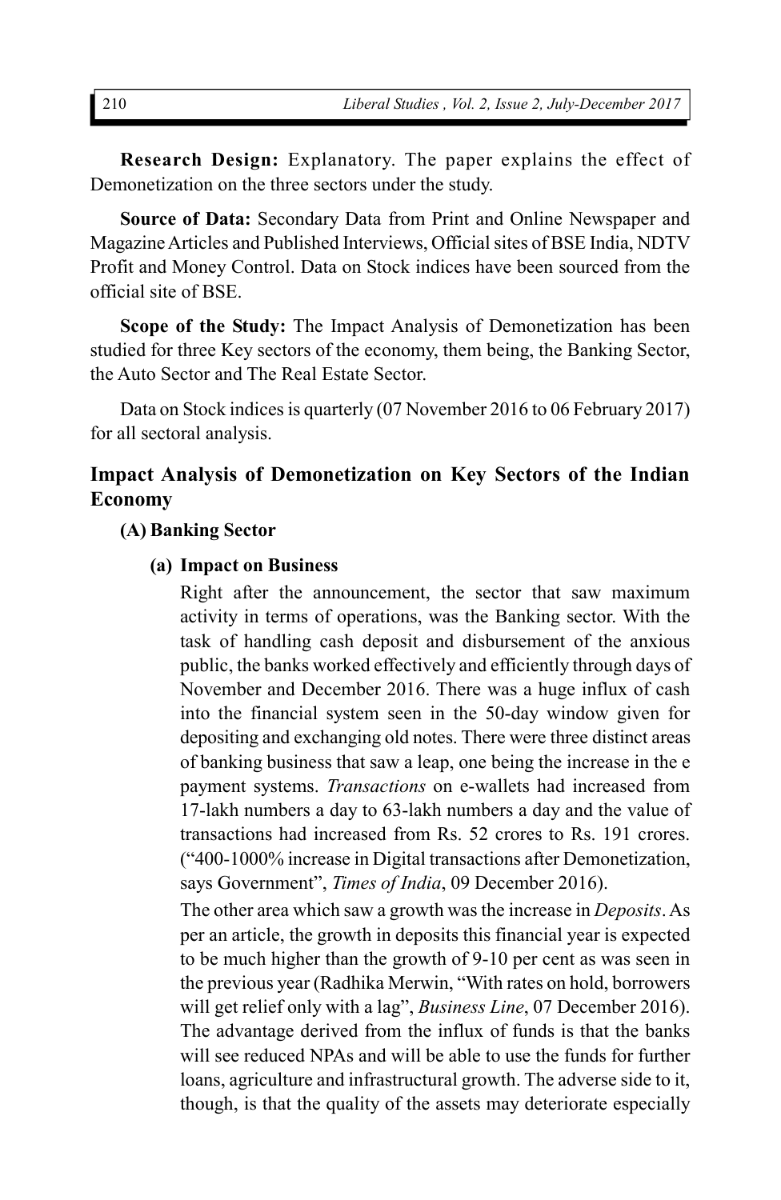**Research Design:** Explanatory. The paper explains the effect of Demonetization on the three sectors under the study.

**Source of Data:** Secondary Data from Print and Online Newspaper and Magazine Articles and Published Interviews, Official sites of BSE India, NDTV Profit and Money Control. Data on Stock indices have been sourced from the official site of BSE.

**Scope of the Study:** The Impact Analysis of Demonetization has been studied for three Key sectors of the economy, them being, the Banking Sector, the Auto Sector and The Real Estate Sector.

Data on Stock indices is quarterly (07 November 2016 to 06 February 2017) for all sectoral analysis.

## Impact Analysis of Demonetization on Key Sectors of the Indian Economy

### (A) Banking Sector

#### (a) Impact on Business

Right after the announcement, the sector that saw maximum activity in terms of operations, was the Banking sector. With the task of handling cash deposit and disbursement of the anxious public, the banks worked effectively and efficiently through days of November and December 2016. There was a huge influx of cash into the financial system seen in the 50-day window given for depositing and exchanging old notes. There were three distinct areas of banking business that saw a leap, one being the increase in the e payment systems. *Transactions* on e-wallets had increased from 17-lakh numbers a day to 63-lakh numbers a day and the value of transactions had increased from Rs. 52 crores to Rs. 191 crores. ("400-1000% increase in Digital transactions after Demonetization, says Government", *Times of India*, 09 December 2016).

The other area which saw a growth was the increase in *Deposits*. As per an article, the growth in deposits this financial year is expected to be much higher than the growth of 9-10 per cent as was seen in the previous year (Radhika Merwin, "With rates on hold, borrowers will get relief only with a lag", *Business Line*, 07 December 2016). The advantage derived from the influx of funds is that the banks will see reduced NPAs and will be able to use the funds for further loans, agriculture and infrastructural growth. The adverse side to it, though, is that the quality of the assets may deteriorate especially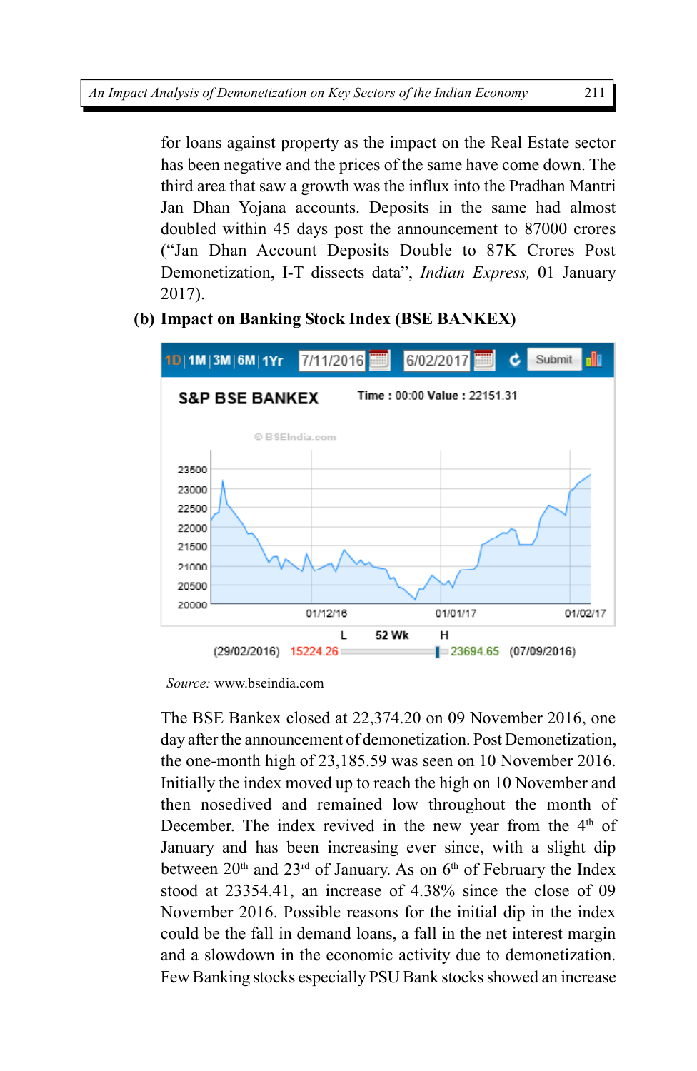for loans against property as the impact on the Real Estate sector has been negative and the prices of the same have come down. The third area that saw a growth was the influx into the Pradhan Mantri Jan Dhan Yojana accounts. Deposits in the same had almost doubled within 45 days post the announcement to 87000 crores ("Jan Dhan Account Deposits Double to 87K Crores Post Demonetization, I-T dissects data", *Indian Express,* 01 January 2017).

**(b) Impact on Banking Stock Index (BSE BANKEX)**

*Source:* www.bseindia.com

The BSE Bankex closed at 22,374.20 on 09 November 2016, one day after the announcement of demonetization. Post Demonetization, the one-month high of 23,185.59 was seen on 10 November 2016. Initially the index moved up to reach the high on 10 November and then nosedived and remained low throughout the month of December. The index revived in the new year from the 4th of January and has been increasing ever since, with a slight dip between 20th and 23rd of January. As on 6th of February the Index stood at 23354.41, an increase of 4.38% since the close of 09 November 2016. Possible reasons for the initial dip in the index could be the fall in demand loans, a fall in the net interest margin and a slowdown in the economic activity due to demonetization. Few Banking stocks especially PSU Bank stocks showed an increase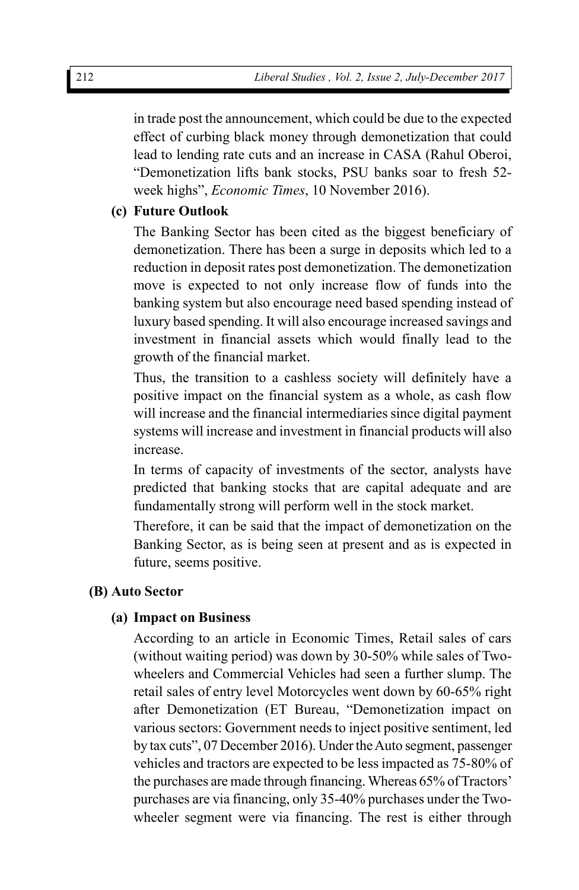in trade post the announcement, which could be due to the expected effect of curbing black money through demonetization that could lead to lending rate cuts and an increase in CASA (Rahul Oberoi, "Demonetization lifts bank stocks, PSU banks soar to fresh 52-week highs", *Economic Times*, 10 November 2016).

#### (c) Future Outlook

The Banking Sector has been cited as the biggest beneficiary of demonetization. There has been a surge in deposits which led to a reduction in deposit rates post demonetization. The demonetization move is expected to not only increase flow of funds into the banking system but also encourage need based spending instead of luxury based spending. It will also encourage increased savings and investment in financial assets which would finally lead to the growth of the financial market.

Thus, the transition to a cashless society will definitely have a positive impact on the financial system as a whole, as cash flow will increase and the financial intermediaries since digital payment systems will increase and investment in financial products will also increase.

In terms of capacity of investments of the sector, analysts have predicted that banking stocks that are capital adequate and are fundamentally strong will perform well in the stock market.

Therefore, it can be said that the impact of demonetization on the Banking Sector, as is being seen at present and as is expected in future, seems positive.

### (B) Auto Sector

#### (a) Impact on Business

According to an article in Economic Times, Retail sales of cars (without waiting period) was down by 30-50% while sales of Two-wheelers and Commercial Vehicles had seen a further slump. The retail sales of entry level Motorcycles went down by 60-65% right after Demonetization (ET Bureau, "Demonetization impact on various sectors: Government needs to inject positive sentiment, led by tax cuts", 07 December 2016). Under the Auto segment, passenger vehicles and tractors are expected to be less impacted as 75-80% of the purchases are made through financing. Whereas 65% of Tractors' purchases are via financing, only 35-40% purchases under the Two-wheeler segment were via financing. The rest is either through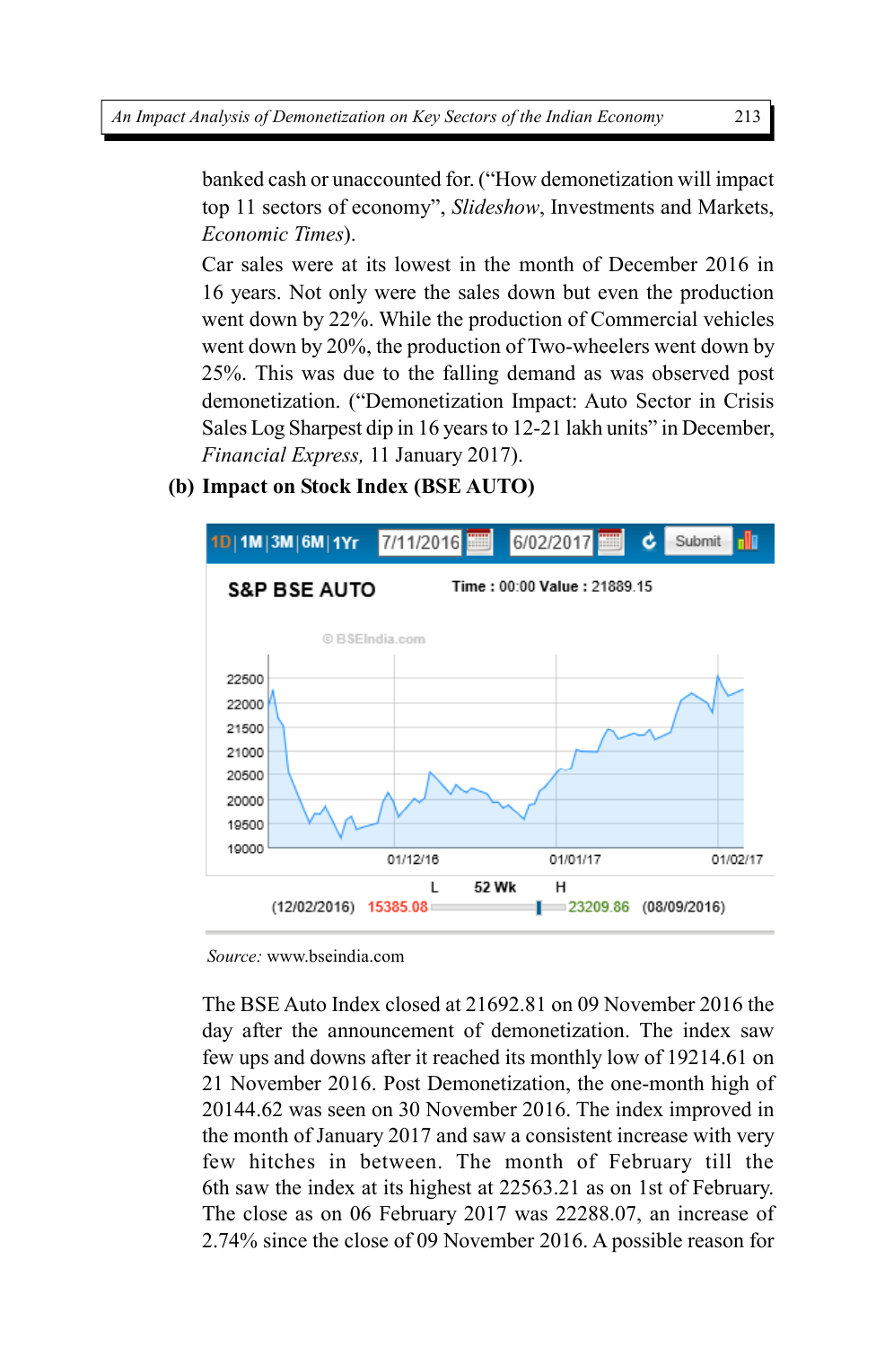banked cash or unaccounted for. ("How demonetization will impact top 11 sectors of economy", *Slideshow*, Investments and Markets, *Economic Times*).

Car sales were at its lowest in the month of December 2016 in 16 years. Not only were the sales down but even the production went down by 22%. While the production of Commercial vehicles went down by 20%, the production of Two-wheelers went down by 25%. This was due to the falling demand as was observed post demonetization. ("Demonetization Impact: Auto Sector in Crisis Sales Log Sharpest dip in 16 years to 12-21 lakh units" in December, *Financial Express,* 11 January 2017).

**(b) Impact on Stock Index (BSE AUTO)**

*Source:* www.bseindia.com

The BSE Auto Index closed at 21692.81 on 09 November 2016 the day after the announcement of demonetization. The index saw few ups and downs after it reached its monthly low of 19214.61 on 21 November 2016. Post Demonetization, the one-month high of 20144.62 was seen on 30 November 2016. The index improved in the month of January 2017 and saw a consistent increase with very few hitches in between. The month of February till the 6th saw the index at its highest at 22563.21 as on 1st of February. The close as on 06 February 2017 was 22288.07, an increase of 2.74% since the close of 09 November 2016. A possible reason for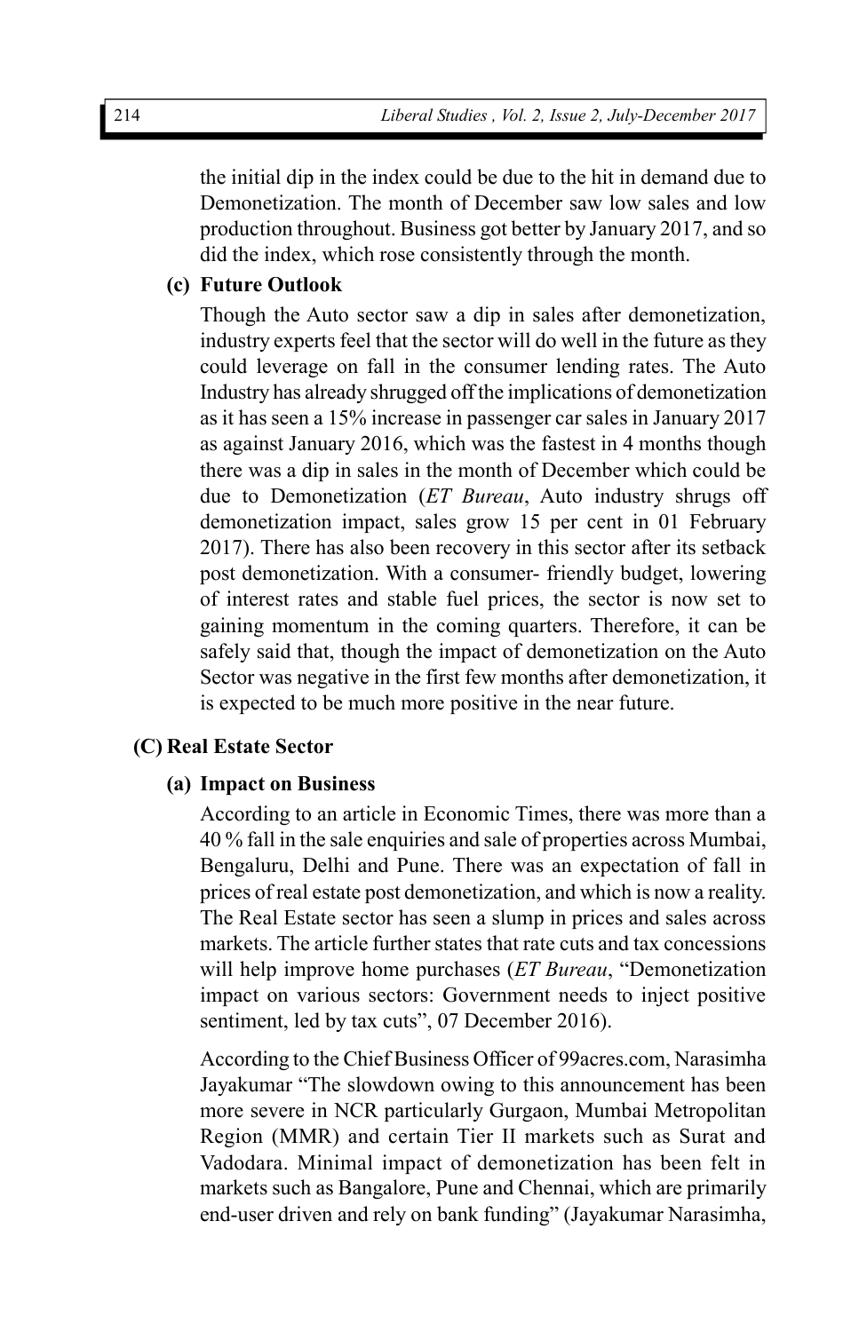the initial dip in the index could be due to the hit in demand due to Demonetization. The month of December saw low sales and low production throughout. Business got better by January 2017, and so did the index, which rose consistently through the month.

**(c) Future Outlook**

Though the Auto sector saw a dip in sales after demonetization, industry experts feel that the sector will do well in the future as they could leverage on fall in the consumer lending rates. The Auto Industry has already shrugged off the implications of demonetization as it has seen a 15% increase in passenger car sales in January 2017 as against January 2016, which was the fastest in 4 months though there was a dip in sales in the month of December which could be due to Demonetization (*ET Bureau*, Auto industry shrugs off demonetization impact, sales grow 15 per cent in 01 February 2017). There has also been recovery in this sector after its setback post demonetization. With a consumer- friendly budget, lowering of interest rates and stable fuel prices, the sector is now set to gaining momentum in the coming quarters. Therefore, it can be safely said that, though the impact of demonetization on the Auto Sector was negative in the first few months after demonetization, it is expected to be much more positive in the near future.

## (C) Real Estate Sector

**(a) Impact on Business**

According to an article in Economic Times, there was more than a 40 % fall in the sale enquiries and sale of properties across Mumbai, Bengaluru, Delhi and Pune. There was an expectation of fall in prices of real estate post demonetization, and which is now a reality. The Real Estate sector has seen a slump in prices and sales across markets. The article further states that rate cuts and tax concessions will help improve home purchases (*ET Bureau*, "Demonetization impact on various sectors: Government needs to inject positive sentiment, led by tax cuts", 07 December 2016).

According to the Chief Business Officer of 99acres.com, Narasimha Jayakumar "The slowdown owing to this announcement has been more severe in NCR particularly Gurgaon, Mumbai Metropolitan Region (MMR) and certain Tier II markets such as Surat and Vadodara. Minimal impact of demonetization has been felt in markets such as Bangalore, Pune and Chennai, which are primarily end-user driven and rely on bank funding" (Jayakumar Narasimha,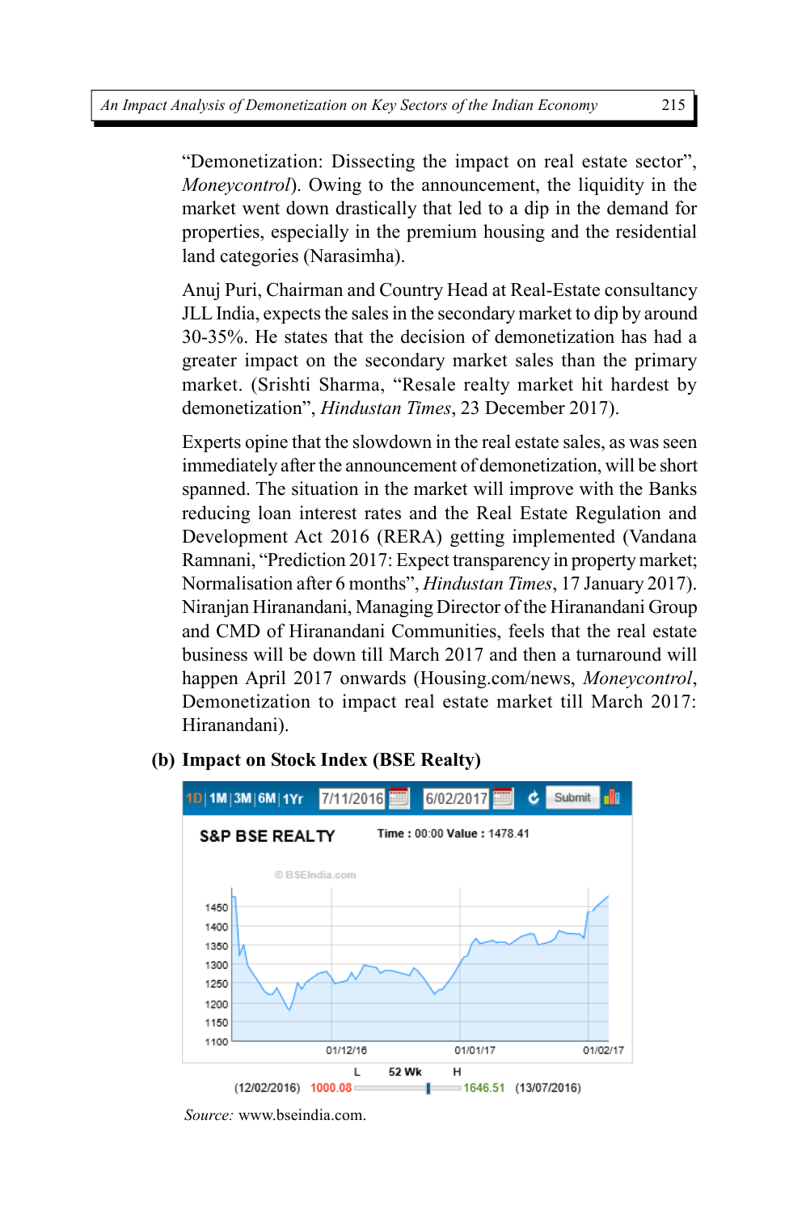"Demonetization: Dissecting the impact on real estate sector", *Moneycontrol*). Owing to the announcement, the liquidity in the market went down drastically that led to a dip in the demand for properties, especially in the premium housing and the residential land categories (Narasimha).

Anuj Puri, Chairman and Country Head at Real-Estate consultancy JLL India, expects the sales in the secondary market to dip by around 30-35%. He states that the decision of demonetization has had a greater impact on the secondary market sales than the primary market. (Srishti Sharma, "Resale realty market hit hardest by demonetization", *Hindustan Times*, 23 December 2017).

Experts opine that the slowdown in the real estate sales, as was seen immediately after the announcement of demonetization, will be short spanned. The situation in the market will improve with the Banks reducing loan interest rates and the Real Estate Regulation and Development Act 2016 (RERA) getting implemented (Vandana Ramnani, "Prediction 2017: Expect transparency in property market; Normalisation after 6 months", *Hindustan Times*, 17 January 2017). Niranjan Hiranandani, Managing Director of the Hiranandani Group and CMD of Hiranandani Communities, feels that the real estate business will be down till March 2017 and then a turnaround will happen April 2017 onwards (Housing.com/news, *Moneycontrol*, Demonetization to impact real estate market till March 2017: Hiranandani).

**(b) Impact on Stock Index (BSE Realty)**

*Source:* www.bseindia.com.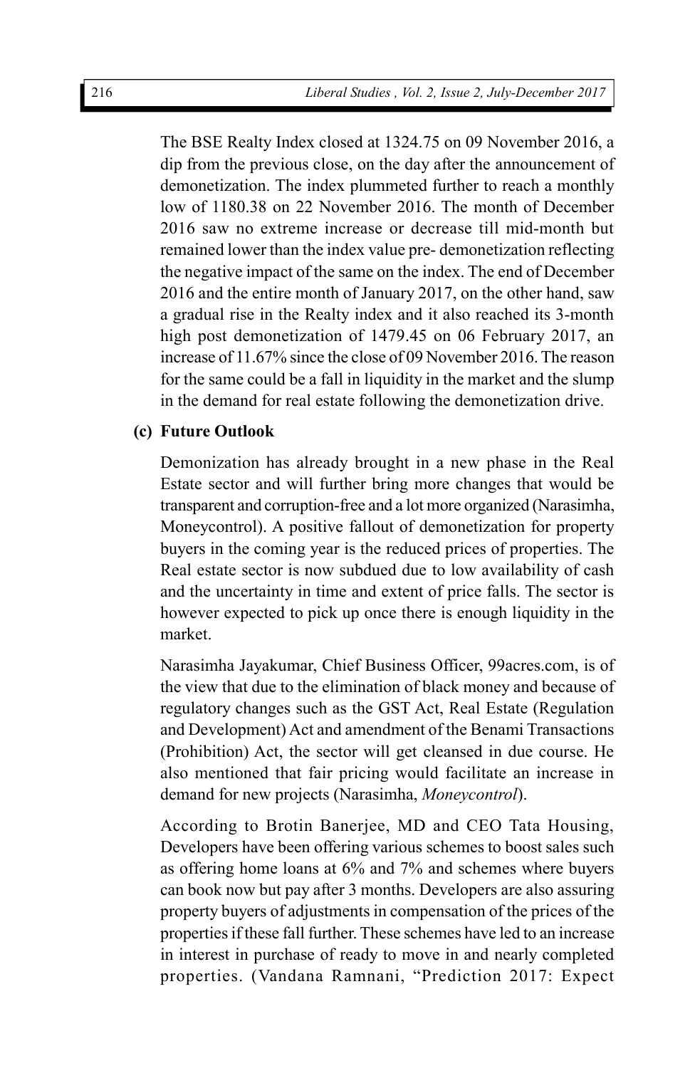The BSE Realty Index closed at 1324.75 on 09 November 2016, a dip from the previous close, on the day after the announcement of demonetization. The index plummeted further to reach a monthly low of 1180.38 on 22 November 2016. The month of December 2016 saw no extreme increase or decrease till mid-month but remained lower than the index value pre- demonetization reflecting the negative impact of the same on the index. The end of December 2016 and the entire month of January 2017, on the other hand, saw a gradual rise in the Realty index and it also reached its 3-month high post demonetization of 1479.45 on 06 February 2017, an increase of 11.67% since the close of 09 November 2016. The reason for the same could be a fall in liquidity in the market and the slump in the demand for real estate following the demonetization drive.

**(c) Future Outlook**

Demonization has already brought in a new phase in the Real Estate sector and will further bring more changes that would be transparent and corruption-free and a lot more organized (Narasimha, Moneycontrol). A positive fallout of demonetization for property buyers in the coming year is the reduced prices of properties. The Real estate sector is now subdued due to low availability of cash and the uncertainty in time and extent of price falls. The sector is however expected to pick up once there is enough liquidity in the market.

Narasimha Jayakumar, Chief Business Officer, 99acres.com, is of the view that due to the elimination of black money and because of regulatory changes such as the GST Act, Real Estate (Regulation and Development) Act and amendment of the Benami Transactions (Prohibition) Act, the sector will get cleansed in due course. He also mentioned that fair pricing would facilitate an increase in demand for new projects (Narasimha, *Moneycontrol*).

According to Brotin Banerjee, MD and CEO Tata Housing, Developers have been offering various schemes to boost sales such as offering home loans at 6% and 7% and schemes where buyers can book now but pay after 3 months. Developers are also assuring property buyers of adjustments in compensation of the prices of the properties if these fall further. These schemes have led to an increase in interest in purchase of ready to move in and nearly completed properties. (Vandana Ramnani, "Prediction 2017: Expect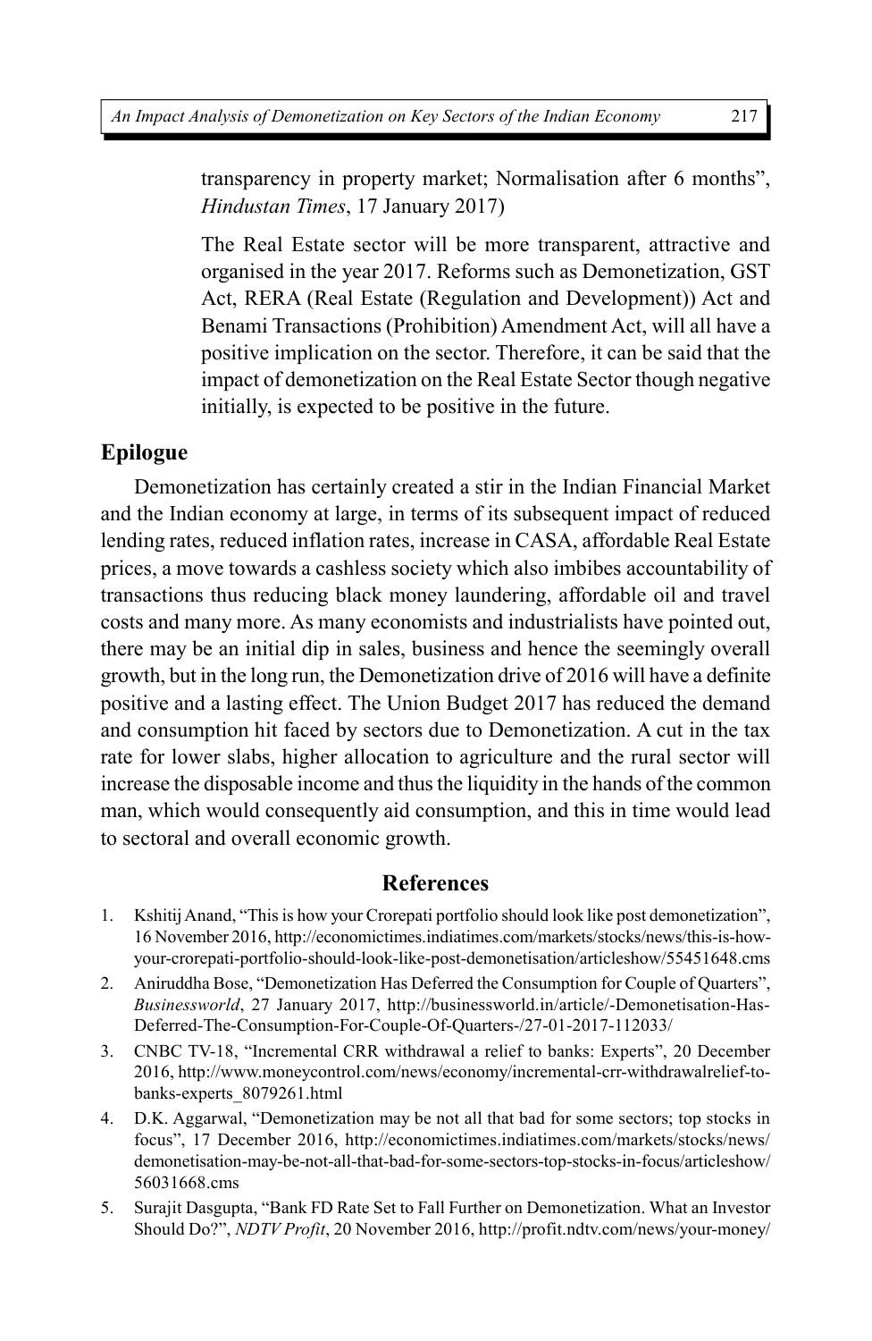transparency in property market; Normalisation after 6 months", *Hindustan Times*, 17 January 2017)

The Real Estate sector will be more transparent, attractive and organised in the year 2017. Reforms such as Demonetization, GST Act, RERA (Real Estate (Regulation and Development)) Act and Benami Transactions (Prohibition) Amendment Act, will all have a positive implication on the sector. Therefore, it can be said that the impact of demonetization on the Real Estate Sector though negative initially, is expected to be positive in the future.

## Epilogue

Demonetization has certainly created a stir in the Indian Financial Market and the Indian economy at large, in terms of its subsequent impact of reduced lending rates, reduced inflation rates, increase in CASA, affordable Real Estate prices, a move towards a cashless society which also imbibes accountability of transactions thus reducing black money laundering, affordable oil and travel costs and many more. As many economists and industrialists have pointed out, there may be an initial dip in sales, business and hence the seemingly overall growth, but in the long run, the Demonetization drive of 2016 will have a definite positive and a lasting effect. The Union Budget 2017 has reduced the demand and consumption hit faced by sectors due to Demonetization. A cut in the tax rate for lower slabs, higher allocation to agriculture and the rural sector will increase the disposable income and thus the liquidity in the hands of the common man, which would consequently aid consumption, and this in time would lead to sectoral and overall economic growth.

## References

1. Kshitij Anand, "This is how your Crorepati portfolio should look like post demonetization", 16 November 2016, http://economictimes.indiatimes.com/markets/stocks/news/this-is-how-your-crorepati-portfolio-should-look-like-post-demonetisation/articleshow/55451648.cms
2. Aniruddha Bose, "Demonetization Has Deferred the Consumption for Couple of Quarters", *Businessworld*, 27 January 2017, http://businessworld.in/article/-Demonetisation-Has-Deferred-The-Consumption-For-Couple-Of-Quarters-/27-01-2017-112033/
3. CNBC TV-18, "Incremental CRR withdrawal a relief to banks: Experts", 20 December 2016, http://www.moneycontrol.com/news/economy/incremental-crr-withdrawalrelief-to-banks-experts_8079261.html
4. D.K. Aggarwal, "Demonetization may be not all that bad for some sectors; top stocks in focus", 17 December 2016, http://economictimes.indiatimes.com/markets/stocks/news/demonetisation-may-be-not-all-that-bad-for-some-sectors-top-stocks-in-focus/articleshow/56031668.cms
5. Surajit Dasgupta, "Bank FD Rate Set to Fall Further on Demonetization. What an Investor Should Do?", *NDTV Profit*, 20 November 2016, http://profit.ndtv.com/news/your-money/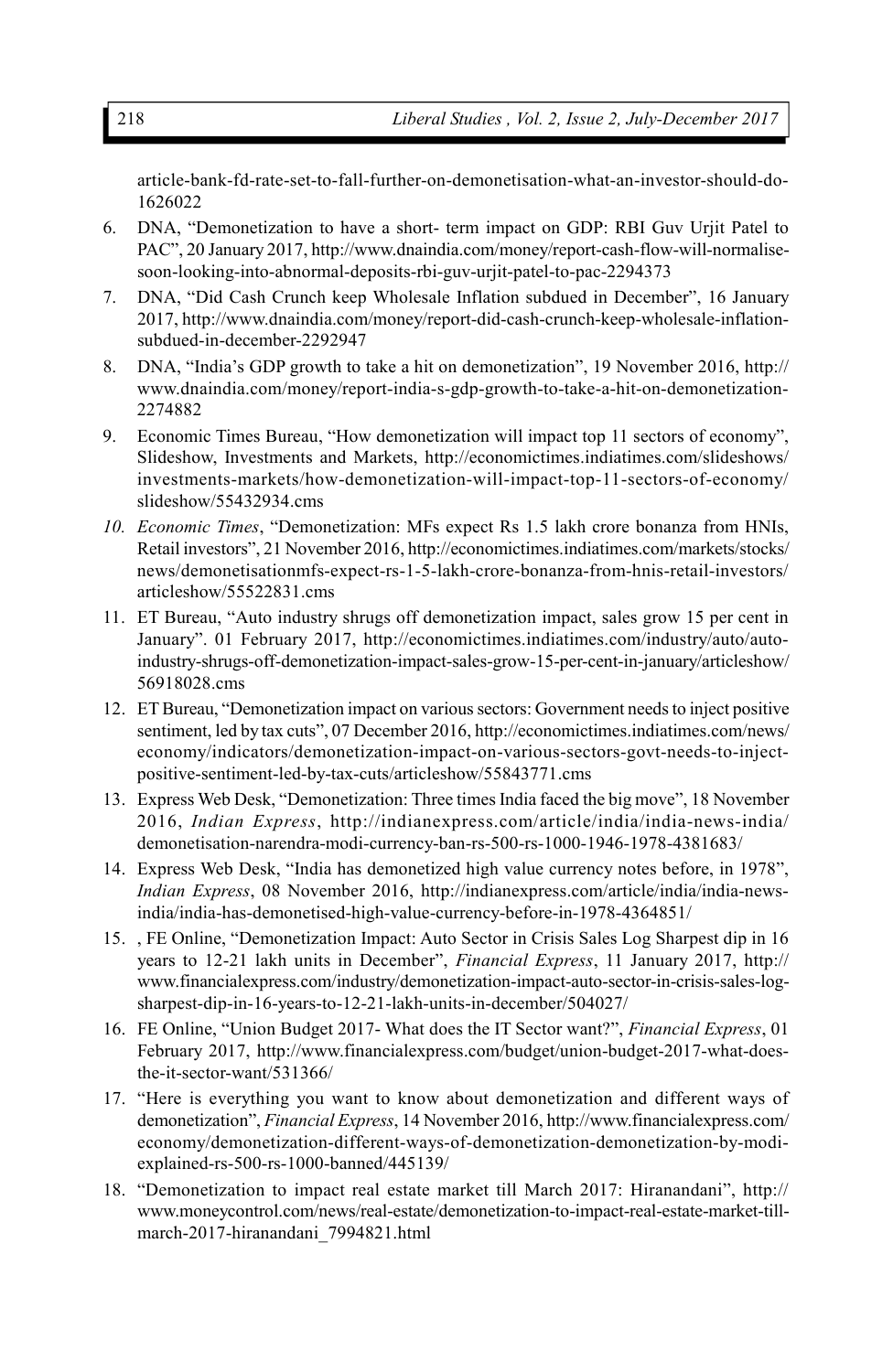article-bank-fd-rate-set-to-fall-further-on-demonetisation-what-an-investor-should-do-1626022

6. DNA, "Demonetization to have a short- term impact on GDP: RBI Guv Urjit Patel to PAC", 20 January 2017, http://www.dnaindia.com/money/report-cash-flow-will-normalise-soon-looking-into-abnormal-deposits-rbi-guv-urjit-patel-to-pac-2294373
7. DNA, "Did Cash Crunch keep Wholesale Inflation subdued in December", 16 January 2017, http://www.dnaindia.com/money/report-did-cash-crunch-keep-wholesale-inflation-subdued-in-december-2292947
8. DNA, "India's GDP growth to take a hit on demonetization", 19 November 2016, http://www.dnaindia.com/money/report-india-s-gdp-growth-to-take-a-hit-on-demonetization-2274882
9. Economic Times Bureau, "How demonetization will impact top 11 sectors of economy", Slideshow, Investments and Markets, http://economictimes.indiatimes.com/slideshows/investments-markets/how-demonetization-will-impact-top-11-sectors-of-economy/slideshow/55432934.cms
10. *Economic Times*, "Demonetization: MFs expect Rs 1.5 lakh crore bonanza from HNIs, Retail investors", 21 November 2016, http://economictimes.indiatimes.com/markets/stocks/news/demonetisationmfs-expect-rs-1-5-lakh-crore-bonanza-from-hnis-retail-investors/articleshow/55522831.cms
11. ET Bureau, "Auto industry shrugs off demonetization impact, sales grow 15 per cent in January". 01 February 2017, http://economictimes.indiatimes.com/industry/auto/auto-industry-shrugs-off-demonetization-impact-sales-grow-15-per-cent-in-january/articleshow/56918028.cms
12. ET Bureau, "Demonetization impact on various sectors: Government needs to inject positive sentiment, led by tax cuts", 07 December 2016, http://economictimes.indiatimes.com/news/economy/indicators/demonetization-impact-on-various-sectors-govt-needs-to-inject-positive-sentiment-led-by-tax-cuts/articleshow/55843771.cms
13. Express Web Desk, "Demonetization: Three times India faced the big move", 18 November 2016, *Indian Express*, http://indianexpress.com/article/india/india-news-india/demonetisation-narendra-modi-currency-ban-rs-500-rs-1000-1946-1978-4381683/
14. Express Web Desk, "India has demonetized high value currency notes before, in 1978", *Indian Express*, 08 November 2016, http://indianexpress.com/article/india/india-news-india/india-has-demonetised-high-value-currency-before-in-1978-4364851/
15. , FE Online, "Demonetization Impact: Auto Sector in Crisis Sales Log Sharpest dip in 16 years to 12-21 lakh units in December", *Financial Express*, 11 January 2017, http://www.financialexpress.com/industry/demonetization-impact-auto-sector-in-crisis-sales-log-sharpest-dip-in-16-years-to-12-21-lakh-units-in-december/504027/
16. FE Online, "Union Budget 2017- What does the IT Sector want?", *Financial Express*, 01 February 2017, http://www.financialexpress.com/budget/union-budget-2017-what-does-the-it-sector-want/531366/
17. "Here is everything you want to know about demonetization and different ways of demonetization", *Financial Express*, 14 November 2016, http://www.financialexpress.com/economy/demonetization-different-ways-of-demonetization-demonetization-by-modi-explained-rs-500-rs-1000-banned/445139/
18. "Demonetization to impact real estate market till March 2017: Hiranandani", http://www.moneycontrol.com/news/real-estate/demonetization-to-impact-real-estate-market-till-march-2017-hiranandani_7994821.html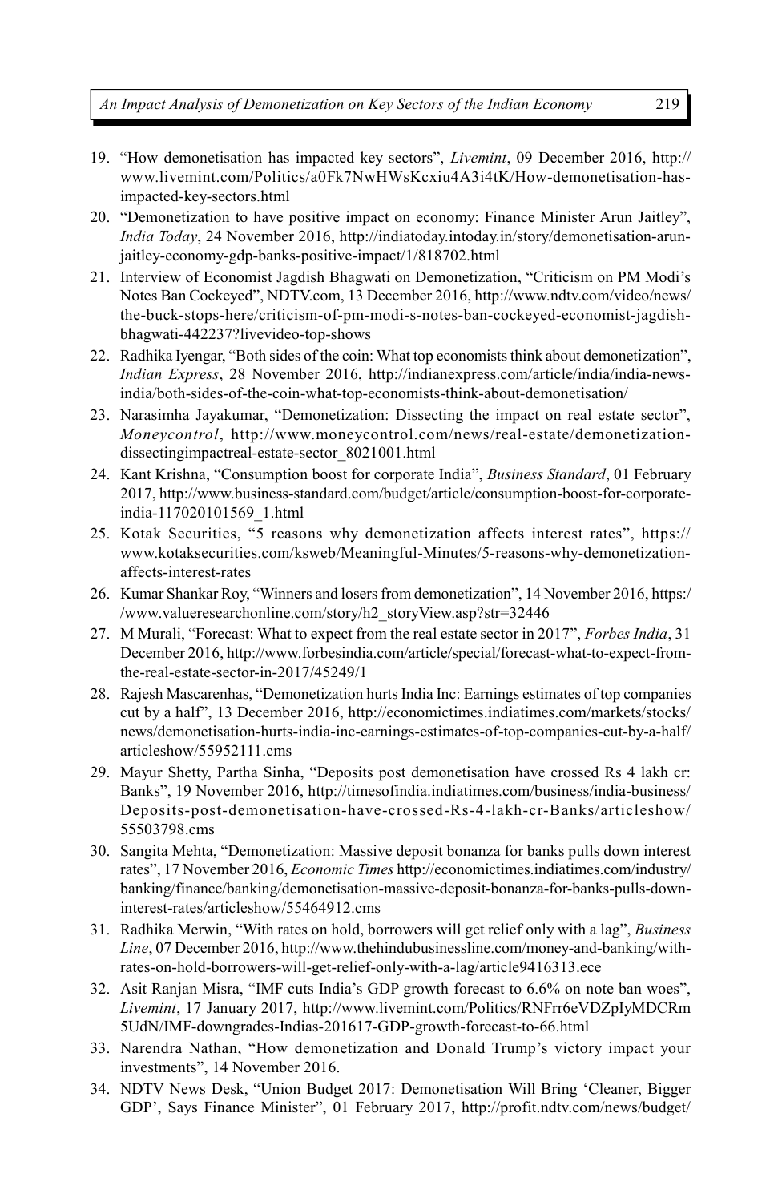19. "How demonetisation has impacted key sectors", *Livemint*, 09 December 2016, http://www.livemint.com/Politics/a0Fk7NwHWsKcxiu4A3i4tK/How-demonetisation-has-impacted-key-sectors.html
20. "Demonetization to have positive impact on economy: Finance Minister Arun Jaitley", *India Today*, 24 November 2016, http://indiatoday.intoday.in/story/demonetisation-arun-jaitley-economy-gdp-banks-positive-impact/1/818702.html
21. Interview of Economist Jagdish Bhagwati on Demonetization, "Criticism on PM Modi's Notes Ban Cockeyed", NDTV.com, 13 December 2016, http://www.ndtv.com/video/news/the-buck-stops-here/criticism-of-pm-modi-s-notes-ban-cockeyed-economist-jagdish-bhagwati-442237?livevideo-top-shows
22. Radhika Iyengar, "Both sides of the coin: What top economists think about demonetization", *Indian Express*, 28 November 2016, http://indianexpress.com/article/india/india-news-india/both-sides-of-the-coin-what-top-economists-think-about-demonetisation/
23. Narasimha Jayakumar, "Demonetization: Dissecting the impact on real estate sector", *Moneycontrol*, http://www.moneycontrol.com/news/real-estate/demonetization-dissectingimpactreal-estate-sector_8021001.html
24. Kant Krishna, "Consumption boost for corporate India", *Business Standard*, 01 February 2017, http://www.business-standard.com/budget/article/consumption-boost-for-corporate-india-117020101569_1.html
25. Kotak Securities, "5 reasons why demonetization affects interest rates", https://www.kotaksecurities.com/ksweb/Meaningful-Minutes/5-reasons-why-demonetization-affects-interest-rates
26. Kumar Shankar Roy, "Winners and losers from demonetization", 14 November 2016, https://www.valueresearchonline.com/story/h2_storyView.asp?str=32446
27. M Murali, "Forecast: What to expect from the real estate sector in 2017", *Forbes India*, 31 December 2016, http://www.forbesindia.com/article/special/forecast-what-to-expect-from-the-real-estate-sector-in-2017/45249/1
28. Rajesh Mascarenhas, "Demonetization hurts India Inc: Earnings estimates of top companies cut by a half", 13 December 2016, http://economictimes.indiatimes.com/markets/stocks/news/demonetisation-hurts-india-inc-earnings-estimates-of-top-companies-cut-by-a-half/articleshow/55952111.cms
29. Mayur Shetty, Partha Sinha, "Deposits post demonetisation have crossed Rs 4 lakh cr: Banks", 19 November 2016, http://timesofindia.indiatimes.com/business/india-business/Deposits-post-demonetisation-have-crossed-Rs-4-lakh-cr-Banks/articleshow/55503798.cms
30. Sangita Mehta, "Demonetization: Massive deposit bonanza for banks pulls down interest rates", 17 November 2016, *Economic Times* http://economictimes.indiatimes.com/industry/banking/finance/banking/demonetisation-massive-deposit-bonanza-for-banks-pulls-down-interest-rates/articleshow/55464912.cms
31. Radhika Merwin, "With rates on hold, borrowers will get relief only with a lag", *Business Line*, 07 December 2016, http://www.thehindubusinessline.com/money-and-banking/with-rates-on-hold-borrowers-will-get-relief-only-with-a-lag/article9416313.ece
32. Asit Ranjan Misra, "IMF cuts India's GDP growth forecast to 6.6% on note ban woes", *Livemint*, 17 January 2017, http://www.livemint.com/Politics/RNFrr6eVDZpIyMDCRm5UdN/IMF-downgrades-Indias-201617-GDP-growth-forecast-to-66.html
33. Narendra Nathan, "How demonetization and Donald Trump's victory impact your investments", 14 November 2016.
34. NDTV News Desk, "Union Budget 2017: Demonetisation Will Bring 'Cleaner, Bigger GDP', Says Finance Minister", 01 February 2017, http://profit.ndtv.com/news/budget/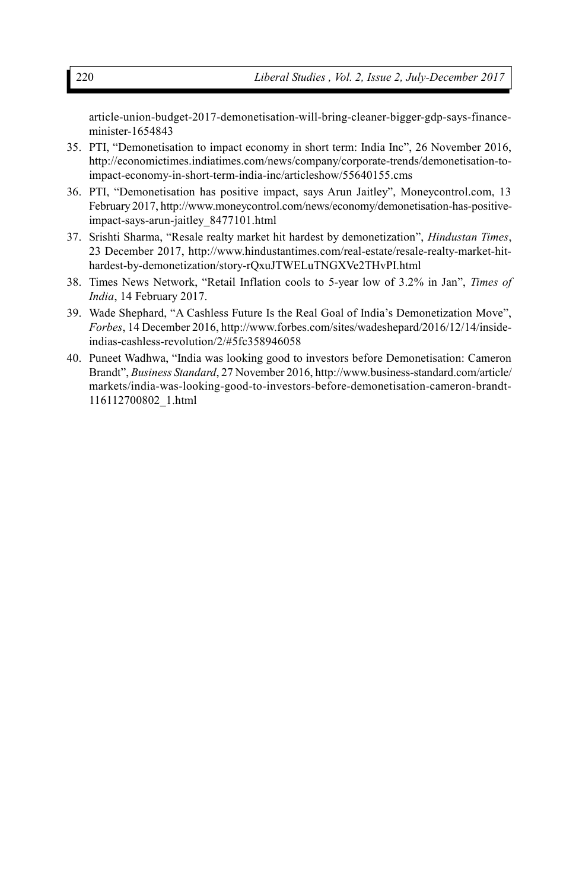article-union-budget-2017-demonetisation-will-bring-cleaner-bigger-gdp-says-finance-minister-1654843

35. PTI, "Demonetisation to impact economy in short term: India Inc", 26 November 2016, http://economictimes.indiatimes.com/news/company/corporate-trends/demonetisation-to-impact-economy-in-short-term-india-inc/articleshow/55640155.cms
36. PTI, "Demonetisation has positive impact, says Arun Jaitley", Moneycontrol.com, 13 February 2017, http://www.moneycontrol.com/news/economy/demonetisation-has-positive-impact-says-arun-jaitley_8477101.html
37. Srishti Sharma, "Resale realty market hit hardest by demonetization", *Hindustan Times*, 23 December 2017, http://www.hindustantimes.com/real-estate/resale-realty-market-hit-hardest-by-demonetization/story-rQxuJTWELuTNGXVe2THvPI.html
38. Times News Network, "Retail Inflation cools to 5-year low of 3.2% in Jan", *Times of India*, 14 February 2017.
39. Wade Shephard, "A Cashless Future Is the Real Goal of India's Demonetization Move", *Forbes*, 14 December 2016, http://www.forbes.com/sites/wadeshepard/2016/12/14/inside-indias-cashless-revolution/2/#5fc358946058
40. Puneet Wadhwa, "India was looking good to investors before Demonetisation: Cameron Brandt", *Business Standard*, 27 November 2016, http://www.business-standard.com/article/markets/india-was-looking-good-to-investors-before-demonetisation-cameron-brandt-116112700802_1.html